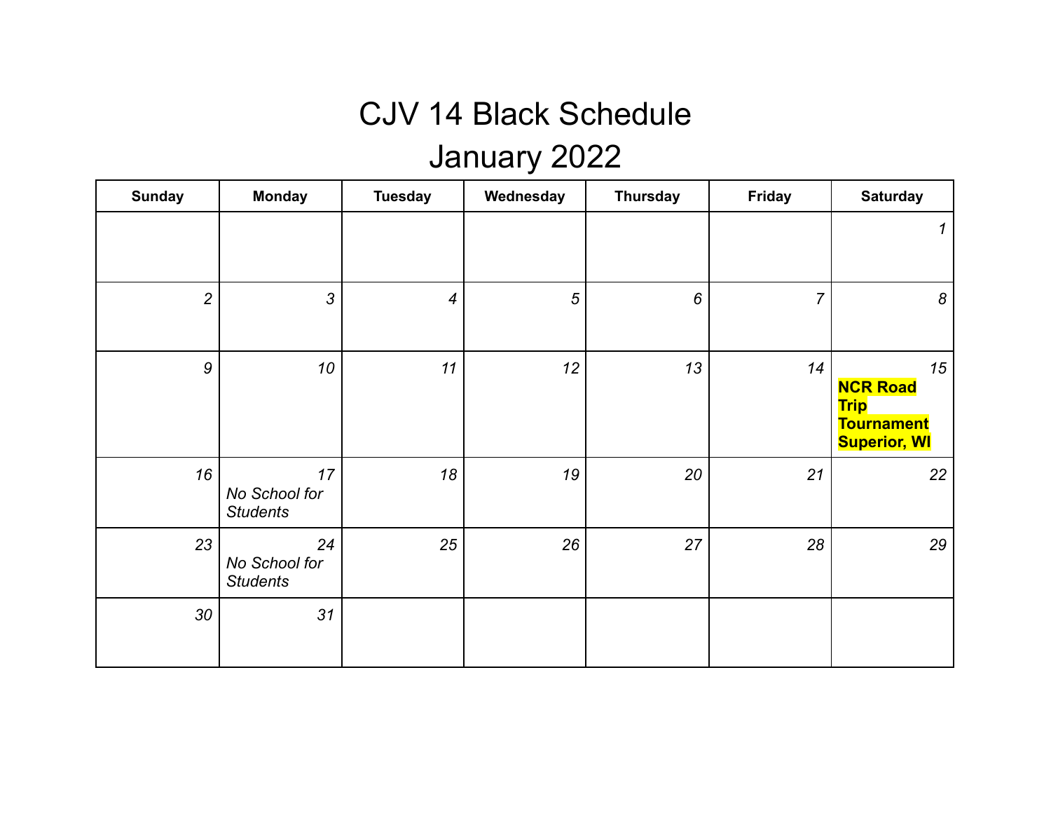# CJV 14 Black Schedule

## January 2022

| Sunday | Monday | Tuesday | Wednesday | Thursday | Friday | Saturday |
|---|---|---|---|---|---|---|
| | | | | | | *1* |
| *2* | *3* | *4* | *5* | *6* | *7* | *8* |
| *9* | *10* | *11* | *12* | *13* | *14* | *15* **NCR Road Trip Tournament Superior, WI** |
| *16* | *17* *No School for Students* | *18* | *19* | *20* | *21* | *22* |
| *23* | *24* *No School for Students* | *25* | *26* | *27* | *28* | *29* |
| *30* | *31* | | | | | |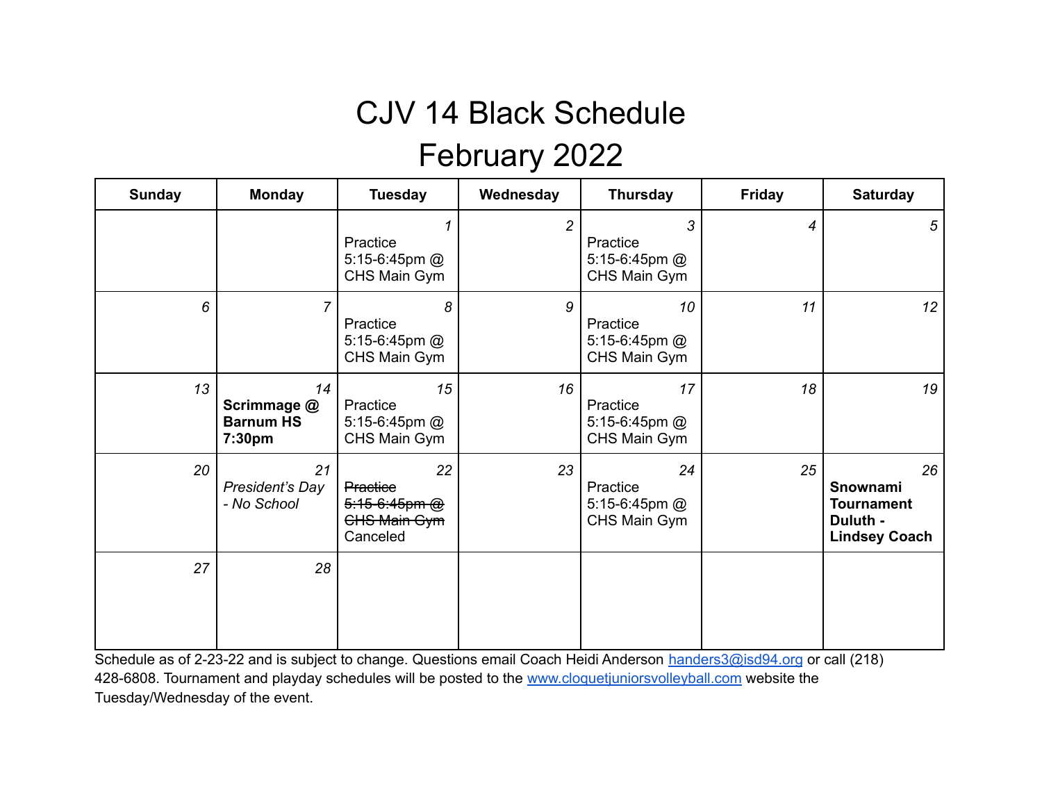# CJV 14 Black Schedule

# February 2022

| Sunday | Monday | Tuesday | Wednesday | Thursday | Friday | Saturday |
|---|---|---|---|---|---|---|
| | | *1* Practice 5:15-6:45pm @ CHS Main Gym | *2* | *3* Practice 5:15-6:45pm @ CHS Main Gym | *4* | *5* |
| *6* | *7* | *8* Practice 5:15-6:45pm @ CHS Main Gym | *9* | *10* Practice 5:15-6:45pm @ CHS Main Gym | *11* | *12* |
| *13* | *14* **Scrimmage @ Barnum HS 7:30pm** | *15* Practice 5:15-6:45pm @ CHS Main Gym | *16* | *17* Practice 5:15-6:45pm @ CHS Main Gym | *18* | *19* |
| *20* | *21* *President's Day - No School* | *22* ~~Practice 5:15-6:45pm @ CHS Main Gym~~ Canceled | *23* | *24* Practice 5:15-6:45pm @ CHS Main Gym | *25* | *26* **Snownami Tournament Duluth - Lindsey Coach** |
| *27* | *28* | | | | | |

Schedule as of 2-23-22 and is subject to change. Questions email Coach Heidi Anderson handers3@isd94.org or call (218) 428-6808. Tournament and playday schedules will be posted to the www.cloquetjuniorsvolleyball.com website the Tuesday/Wednesday of the event.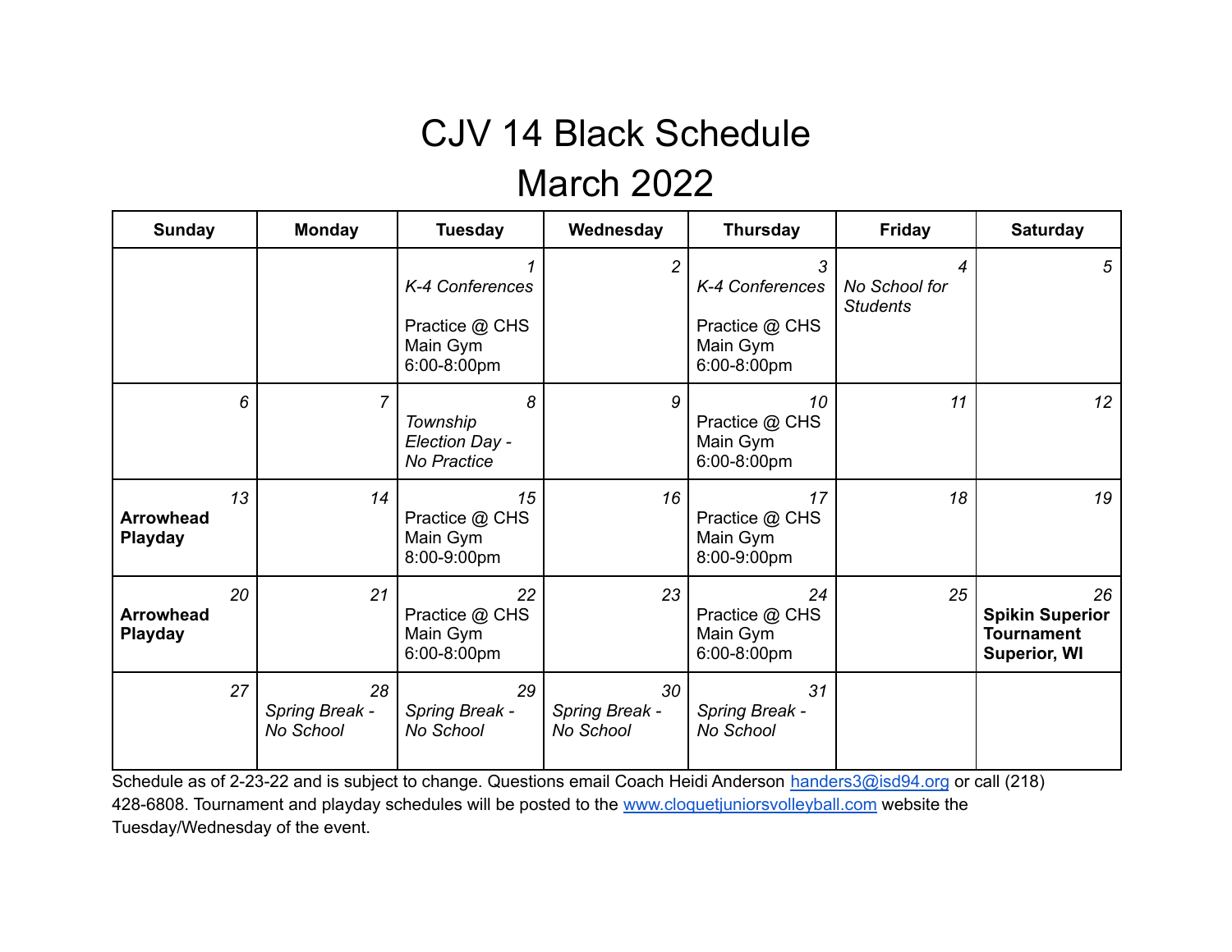# CJV 14 Black Schedule
# March 2022

| Sunday | Monday | Tuesday | Wednesday | Thursday | Friday | Saturday |
|---|---|---|---|---|---|---|
| | | *1* *K-4 Conferences* Practice @ CHS Main Gym 6:00-8:00pm | *2* | *3* *K-4 Conferences* Practice @ CHS Main Gym 6:00-8:00pm | *4* *No School for Students* | *5* |
| *6* | *7* | *8* *Township Election Day - No Practice* | *9* | *10* Practice @ CHS Main Gym 6:00-8:00pm | *11* | *12* |
| *13* **Arrowhead Playday** | *14* | *15* Practice @ CHS Main Gym 8:00-9:00pm | *16* | *17* Practice @ CHS Main Gym 8:00-9:00pm | *18* | *19* |
| *20* **Arrowhead Playday** | *21* | *22* Practice @ CHS Main Gym 6:00-8:00pm | *23* | *24* Practice @ CHS Main Gym 6:00-8:00pm | *25* | *26* **Spikin Superior Tournament Superior, WI** |
| *27* | *28* *Spring Break - No School* | *29* *Spring Break - No School* | *30* *Spring Break - No School* | *31* *Spring Break - No School* | | |

Schedule as of 2-23-22 and is subject to change. Questions email Coach Heidi Anderson handers3@isd94.org or call (218) 428-6808. Tournament and playday schedules will be posted to the www.cloquetjuniorsvolleyball.com website the Tuesday/Wednesday of the event.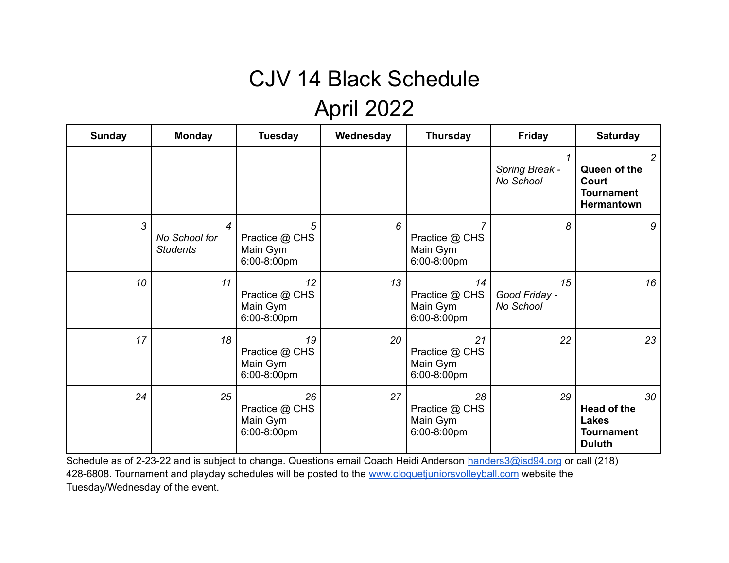# CJV 14 Black Schedule

## April 2022

| Sunday | Monday | Tuesday | Wednesday | Thursday | Friday | Saturday |
|---|---|---|---|---|---|---|
| | | | | | *1* *Spring Break - No School* | *2* **Queen of the Court Tournament Hermantown** |
| *3* | *4* *No School for Students* | *5* Practice @ CHS Main Gym 6:00-8:00pm | *6* | *7* Practice @ CHS Main Gym 6:00-8:00pm | *8* | *9* |
| *10* | *11* | *12* Practice @ CHS Main Gym 6:00-8:00pm | *13* | *14* Practice @ CHS Main Gym 6:00-8:00pm | *15* *Good Friday - No School* | *16* |
| *17* | *18* | *19* Practice @ CHS Main Gym 6:00-8:00pm | *20* | *21* Practice @ CHS Main Gym 6:00-8:00pm | *22* | *23* |
| *24* | *25* | *26* Practice @ CHS Main Gym 6:00-8:00pm | *27* | *28* Practice @ CHS Main Gym 6:00-8:00pm | *29* | *30* **Head of the Lakes Tournament Duluth** |

Schedule as of 2-23-22 and is subject to change. Questions email Coach Heidi Anderson handers3@isd94.org or call (218) 428-6808. Tournament and playday schedules will be posted to the www.cloquetjuniorsvolleyball.com website the Tuesday/Wednesday of the event.